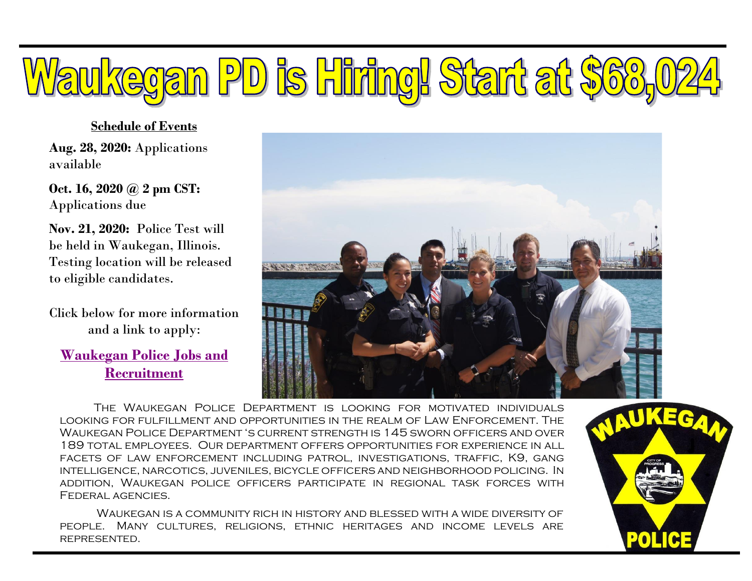# Waukegan PD is Hiring! Start at $68,024

**Schedule of Events**

**Aug. 28, 2020:** Applications available

**Oct. 16, 2020 @ 2 pm CST:** Applications due

**Nov. 21, 2020:** Police Test will be held in Waukegan, Illinois. Testing location will be released to eligible candidates.

Click below for more information and a link to apply:

**Waukegan Police Jobs and Recruitment**

The Waukegan Police Department is looking for motivated individuals looking for fulfillment and opportunities in the realm of Law Enforcement. The Waukegan Police Department 's current strength is 145 sworn officers and over 189 total employees. Our department offers opportunities for experience in all facets of law enforcement including patrol, investigations, traffic, K9, gang intelligence, narcotics, juveniles, bicycle officers and neighborhood policing. In addition, Waukegan police officers participate in regional task forces with Federal agencies.

Waukegan is a community rich in history and blessed with a wide diversity of people. Many cultures, religions, ethnic heritages and income levels are represented.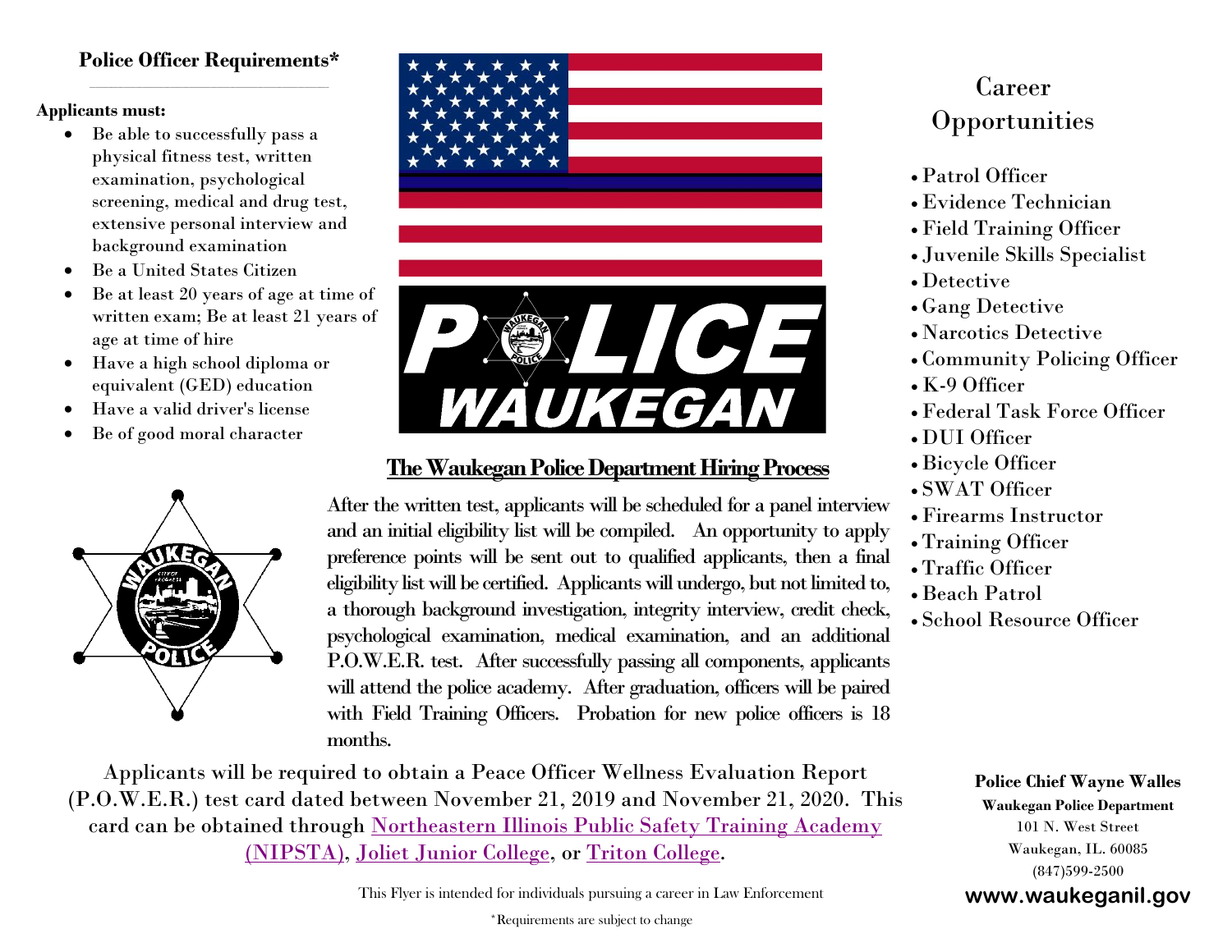## Police Officer Requirements*

**Applicants must:**

- Be able to successfully pass a physical fitness test, written examination, psychological screening, medical and drug test, extensive personal interview and background examination
- Be a United States Citizen
- Be at least 20 years of age at time of written exam; Be at least 21 years of age at time of hire
- Have a high school diploma or equivalent (GED) education
- Have a valid driver's license
- Be of good moral character

POLICE WAUKEGAN

## The Waukegan Police Department Hiring Process

After the written test, applicants will be scheduled for a panel interview and an initial eligibility list will be compiled. An opportunity to apply preference points will be sent out to qualified applicants, then a final eligibility list will be certified. Applicants will undergo, but not limited to, a thorough background investigation, integrity interview, credit check, psychological examination, medical examination, and an additional P.O.W.E.R. test. After successfully passing all components, applicants will attend the police academy. After graduation, officers will be paired with Field Training Officers. Probation for new police officers is 18 months.

Applicants will be required to obtain a Peace Officer Wellness Evaluation Report (P.O.W.E.R.) test card dated between November 21, 2019 and November 21, 2020. This card can be obtained through Northeastern Illinois Public Safety Training Academy (NIPSTA), Joliet Junior College, or Triton College.

## Career Opportunities

- Patrol Officer
- Evidence Technician
- Field Training Officer
- Juvenile Skills Specialist
- Detective
- Gang Detective
- Narcotics Detective
- Community Policing Officer
- K-9 Officer
- Federal Task Force Officer
- DUI Officer
- Bicycle Officer
- SWAT Officer
- Firearms Instructor
- Training Officer
- Traffic Officer
- Beach Patrol
- School Resource Officer

**Police Chief Wayne Walles**
**Waukegan Police Department**
101 N. West Street
Waukegan, IL. 60085
(847)599-2500
**www.waukeganil.gov**

This Flyer is intended for individuals pursuing a career in Law Enforcement

*Requirements are subject to change